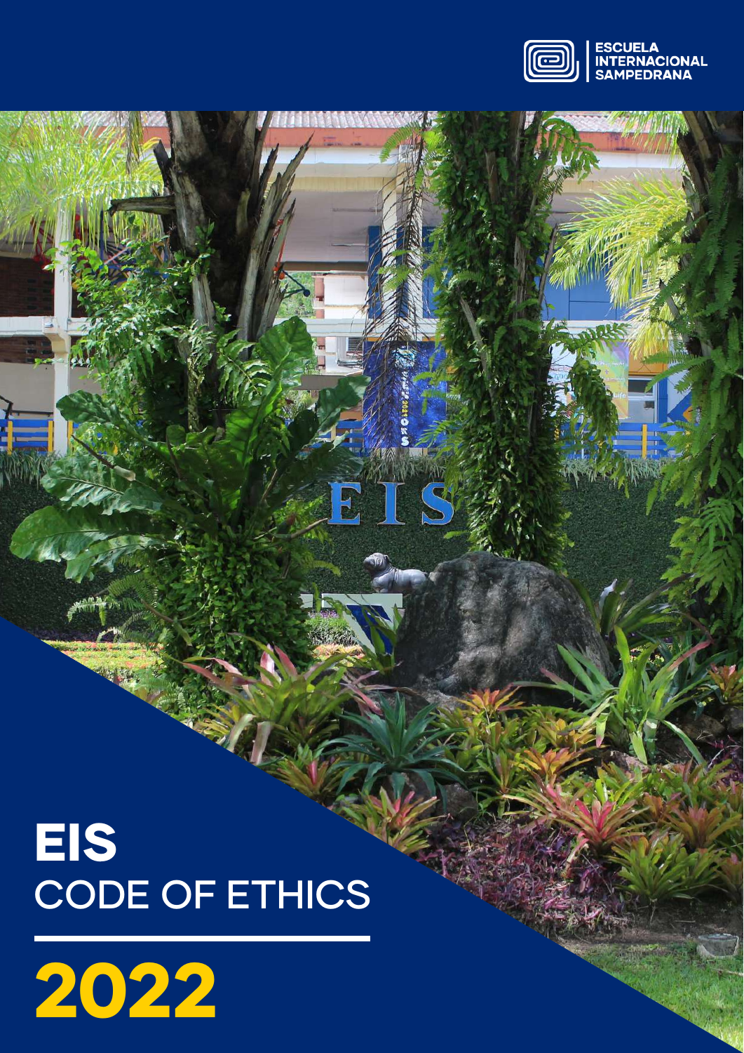ESCUELA INTERNACIONAL SAMPEDRANA

# EIS

# CODE OF ETHICS

# 2022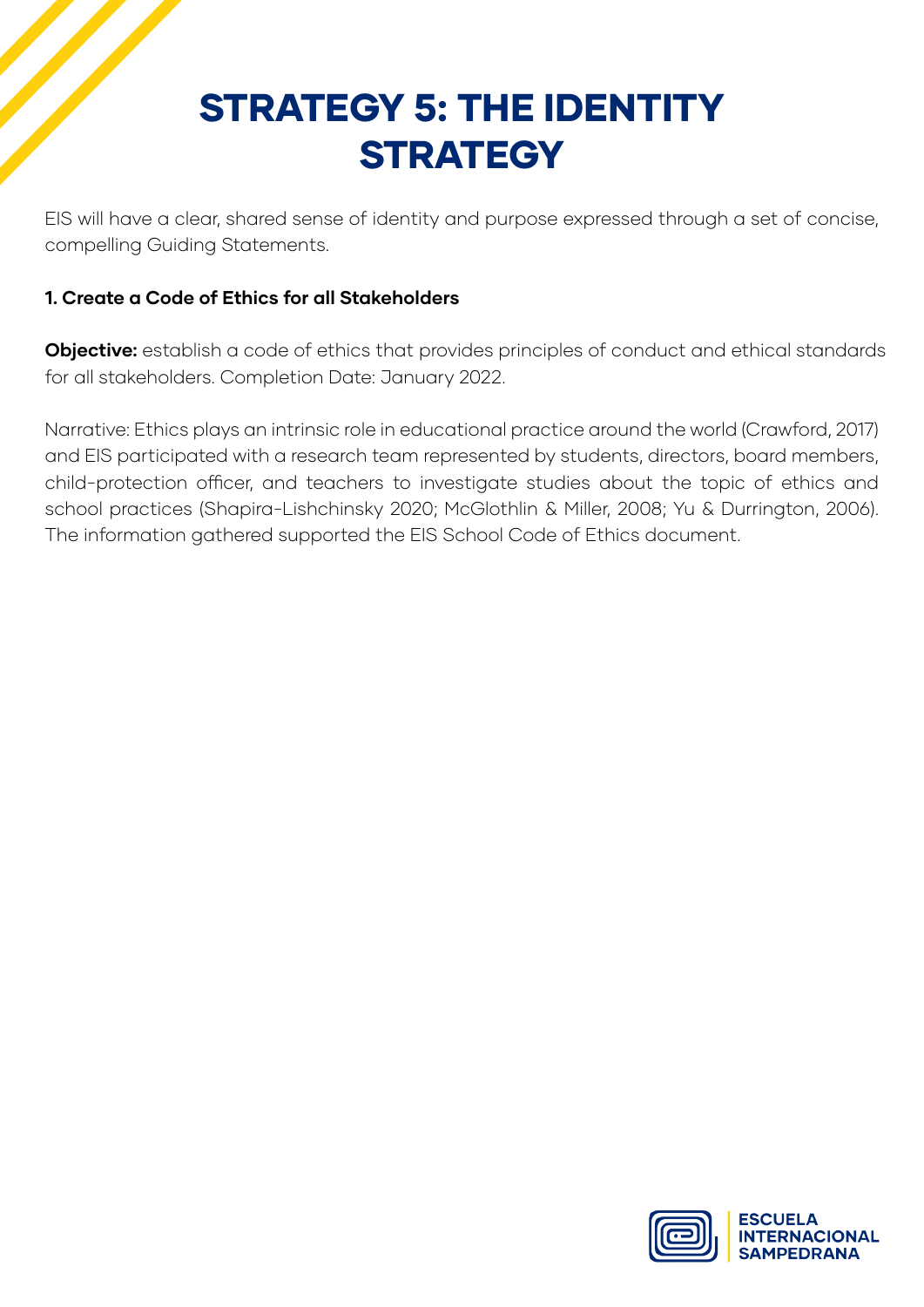# STRATEGY 5: THE IDENTITY STRATEGY

EIS will have a clear, shared sense of identity and purpose expressed through a set of concise, compelling Guiding Statements.

**1. Create a Code of Ethics for all Stakeholders**

**Objective:** establish a code of ethics that provides principles of conduct and ethical standards for all stakeholders. Completion Date: January 2022.

Narrative: Ethics plays an intrinsic role in educational practice around the world (Crawford, 2017) and EIS participated with a research team represented by students, directors, board members, child-protection officer, and teachers to investigate studies about the topic of ethics and school practices (Shapira-Lishchinsky 2020; McGlothlin & Miller, 2008; Yu & Durrington, 2006). The information gathered supported the EIS School Code of Ethics document.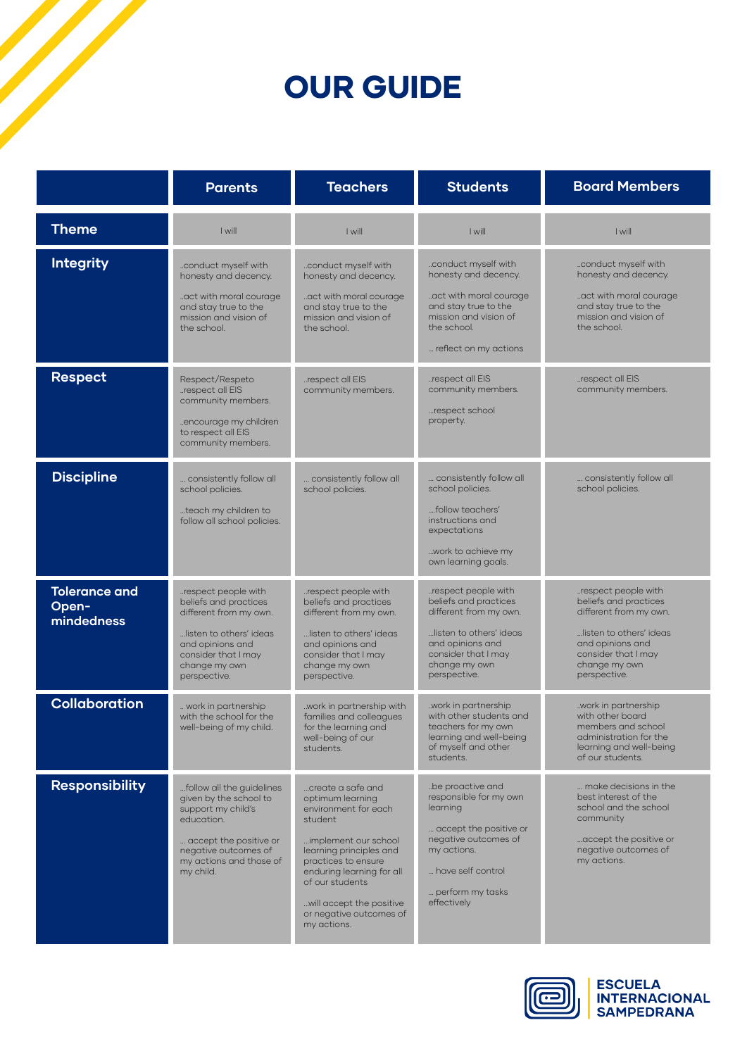# OUR GUIDE

| | Parents | Teachers | Students | Board Members |
|---|---|---|---|---|
| **Theme** | I will | I will | I will | I will |
| **Integrity** | ..conduct myself with honesty and decency.<br><br>..act with moral courage and stay true to the mission and vision of the school. | ..conduct myself with honesty and decency.<br><br>..act with moral courage and stay true to the mission and vision of the school. | ..conduct myself with honesty and decency.<br><br>..act with moral courage and stay true to the mission and vision of the school.<br><br>... reflect on my actions | ..conduct myself with honesty and decency.<br><br>..act with moral courage and stay true to the mission and vision of the school. |
| **Respect** | Respect/Respeto<br>..respect all EIS community members.<br><br>..encourage my children to respect all EIS community members. | ..respect all EIS community members. | ..respect all EIS community members.<br><br>...respect school property. | ..respect all EIS community members. |
| **Discipline** | ... consistently follow all school policies.<br><br>...teach my children to follow all school policies. | ... consistently follow all school policies. | ... consistently follow all school policies.<br><br>....follow teachers' instructions and expectations<br><br>...work to achieve my own learning goals. | ... consistently follow all school policies. |
| **Tolerance and Open-mindedness** | ..respect people with beliefs and practices different from my own.<br><br>...listen to others' ideas and opinions and consider that I may change my own perspective. | ..respect people with beliefs and practices different from my own.<br><br>...listen to others' ideas and opinions and consider that I may change my own perspective. | ..respect people with beliefs and practices different from my own.<br><br>...listen to others' ideas and opinions and consider that I may change my own perspective. | ..respect people with beliefs and practices different from my own.<br><br>...listen to others' ideas and opinions and consider that I may change my own perspective. |
| **Collaboration** | .. work in partnership with the school for the well-being of my child. | ..work in partnership with families and colleagues for the learning and well-being of our students. | ..work in partnership with other students and teachers for my own learning and well-being of myself and other students. | ..work in partnership with other board members and school administration for the learning and well-being of our students. |
| **Responsibility** | ...follow all the guidelines given by the school to support my child's education.<br><br>... accept the positive or negative outcomes of my actions and those of my child. | ...create a safe and optimum learning environment for each student<br><br>...implement our school learning principles and practices to ensure enduring learning for all of our students<br><br>...will accept the positive or negative outcomes of my actions. | ..be proactive and responsible for my own learning<br><br>... accept the positive or negative outcomes of my actions.<br><br>... have self control<br><br>... perform my tasks effectively | ... make decisions in the best interest of the school and the school community<br><br>...accept the positive or negative outcomes of my actions. |

ESCUELA INTERNACIONAL SAMPEDRANA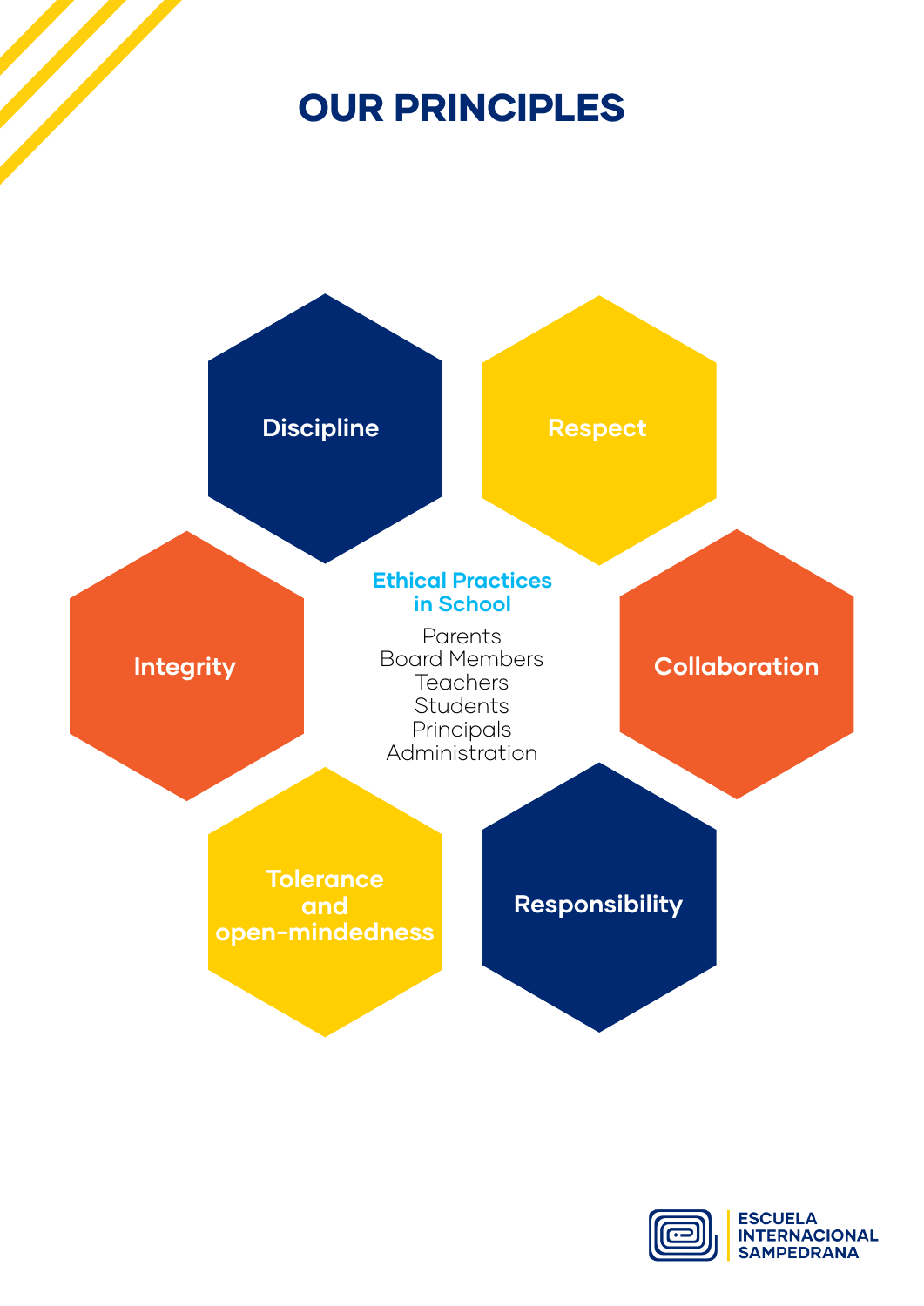# OUR PRINCIPLES

**Discipline**

**Respect**

**Integrity**

**Ethical Practices in School**

Parents
Board Members
Teachers
Students
Principals
Administration

**Collaboration**

**Tolerance and open-mindedness**

**Responsibility**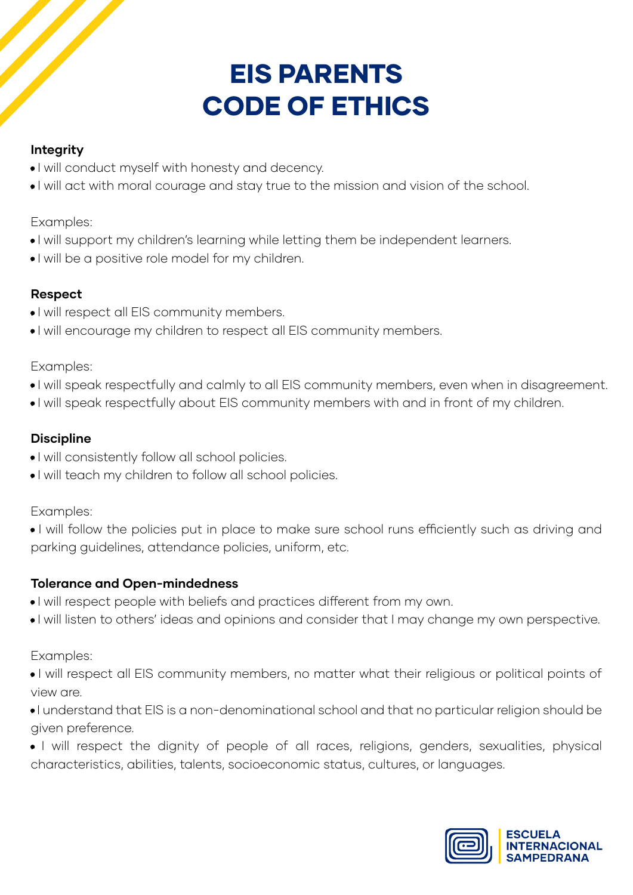# EIS PARENTS CODE OF ETHICS

**Integrity**

- I will conduct myself with honesty and decency.
- I will act with moral courage and stay true to the mission and vision of the school.

Examples:

- I will support my children's learning while letting them be independent learners.
- I will be a positive role model for my children.

**Respect**

- I will respect all EIS community members.
- I will encourage my children to respect all EIS community members.

Examples:

- I will speak respectfully and calmly to all EIS community members, even when in disagreement.
- I will speak respectfully about EIS community members with and in front of my children.

**Discipline**

- I will consistently follow all school policies.
- I will teach my children to follow all school policies.

Examples:

- I will follow the policies put in place to make sure school runs efficiently such as driving and parking guidelines, attendance policies, uniform, etc.

**Tolerance and Open-mindedness**

- I will respect people with beliefs and practices different from my own.
- I will listen to others' ideas and opinions and consider that I may change my own perspective.

Examples:

- I will respect all EIS community members, no matter what their religious or political points of view are.
- I understand that EIS is a non-denominational school and that no particular religion should be given preference.
- I will respect the dignity of people of all races, religions, genders, sexualities, physical characteristics, abilities, talents, socioeconomic status, cultures, or languages.

ESCUELA INTERNACIONAL SAMPEDRANA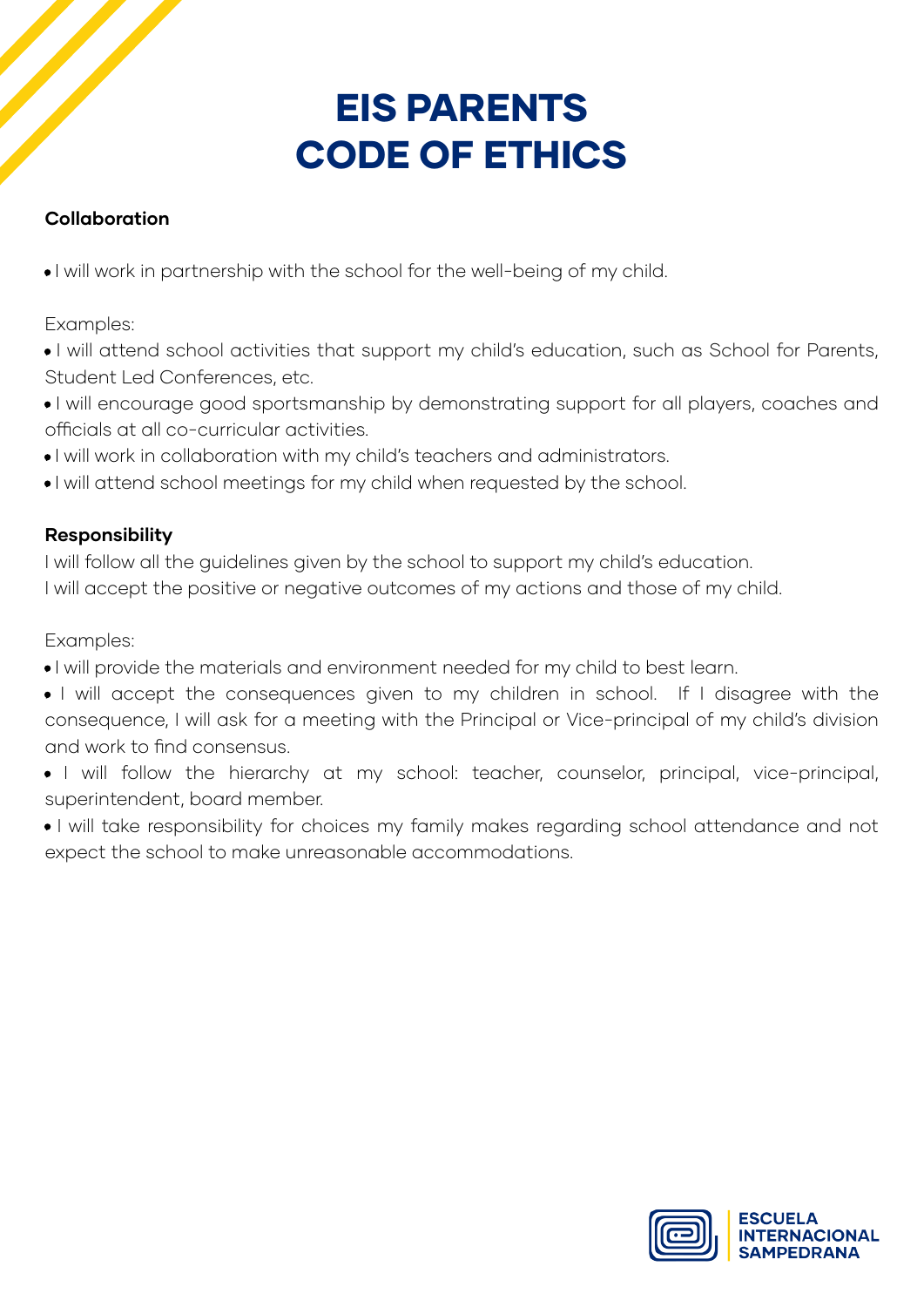# EIS PARENTS CODE OF ETHICS

**Collaboration**

- I will work in partnership with the school for the well-being of my child.

Examples:

- I will attend school activities that support my child's education, such as School for Parents, Student Led Conferences, etc.
- I will encourage good sportsmanship by demonstrating support for all players, coaches and officials at all co-curricular activities.
- I will work in collaboration with my child's teachers and administrators.
- I will attend school meetings for my child when requested by the school.

**Responsibility**

I will follow all the guidelines given by the school to support my child's education.
I will accept the positive or negative outcomes of my actions and those of my child.

Examples:

- I will provide the materials and environment needed for my child to best learn.
- I will accept the consequences given to my children in school. If I disagree with the consequence, I will ask for a meeting with the Principal or Vice-principal of my child's division and work to find consensus.
- I will follow the hierarchy at my school: teacher, counselor, principal, vice-principal, superintendent, board member.
- I will take responsibility for choices my family makes regarding school attendance and not expect the school to make unreasonable accommodations.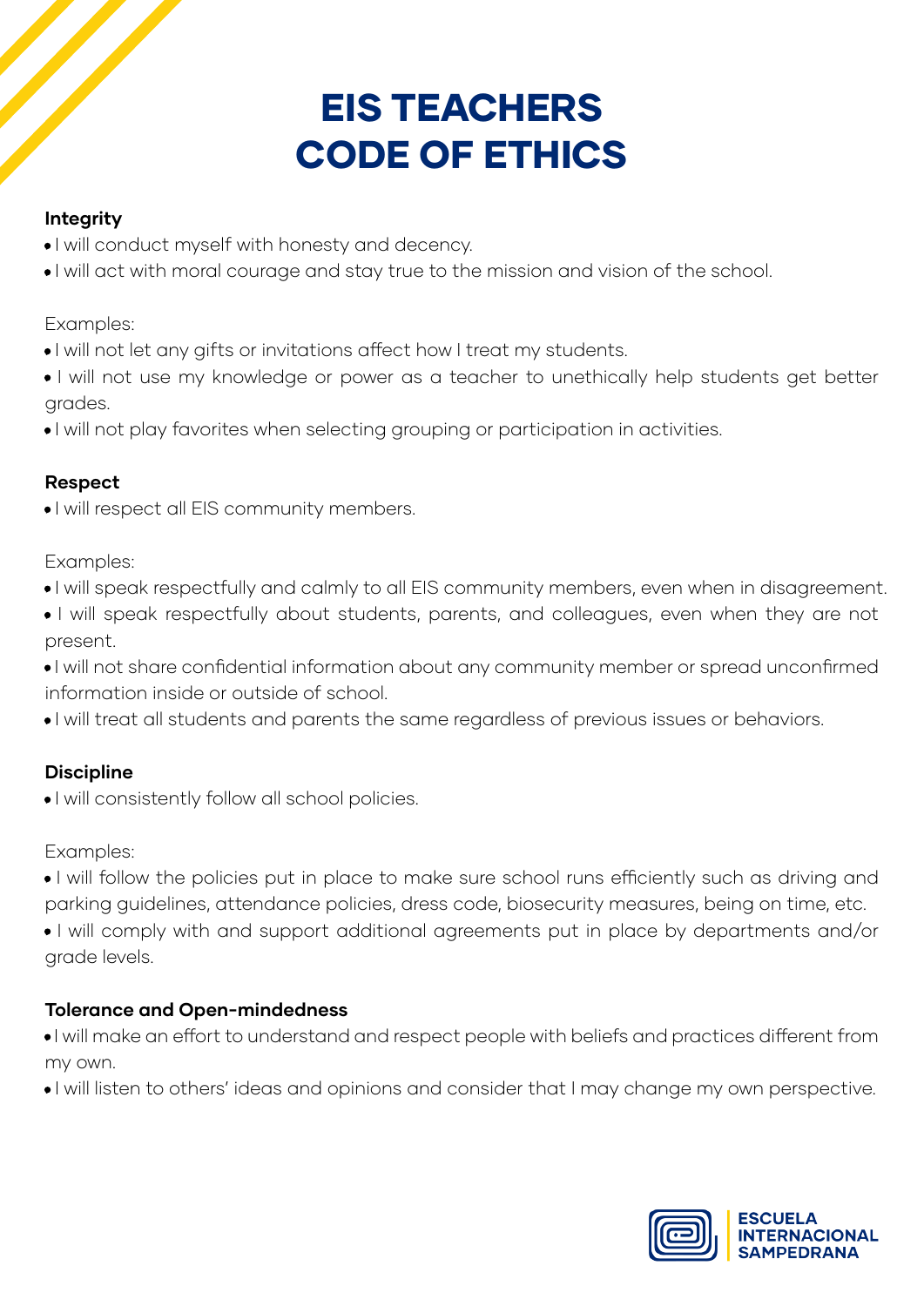# EIS TEACHERS CODE OF ETHICS

**Integrity**

- I will conduct myself with honesty and decency.
- I will act with moral courage and stay true to the mission and vision of the school.

Examples:

- I will not let any gifts or invitations affect how I treat my students.
- I will not use my knowledge or power as a teacher to unethically help students get better grades.
- I will not play favorites when selecting grouping or participation in activities.

**Respect**

- I will respect all EIS community members.

Examples:

- I will speak respectfully and calmly to all EIS community members, even when in disagreement.
- I will speak respectfully about students, parents, and colleagues, even when they are not present.
- I will not share confidential information about any community member or spread unconfirmed information inside or outside of school.
- I will treat all students and parents the same regardless of previous issues or behaviors.

**Discipline**

- I will consistently follow all school policies.

Examples:

- I will follow the policies put in place to make sure school runs efficiently such as driving and parking guidelines, attendance policies, dress code, biosecurity measures, being on time, etc.
- I will comply with and support additional agreements put in place by departments and/or grade levels.

**Tolerance and Open-mindedness**

- I will make an effort to understand and respect people with beliefs and practices different from my own.
- I will listen to others' ideas and opinions and consider that I may change my own perspective.

ESCUELA INTERNACIONAL SAMPEDRANA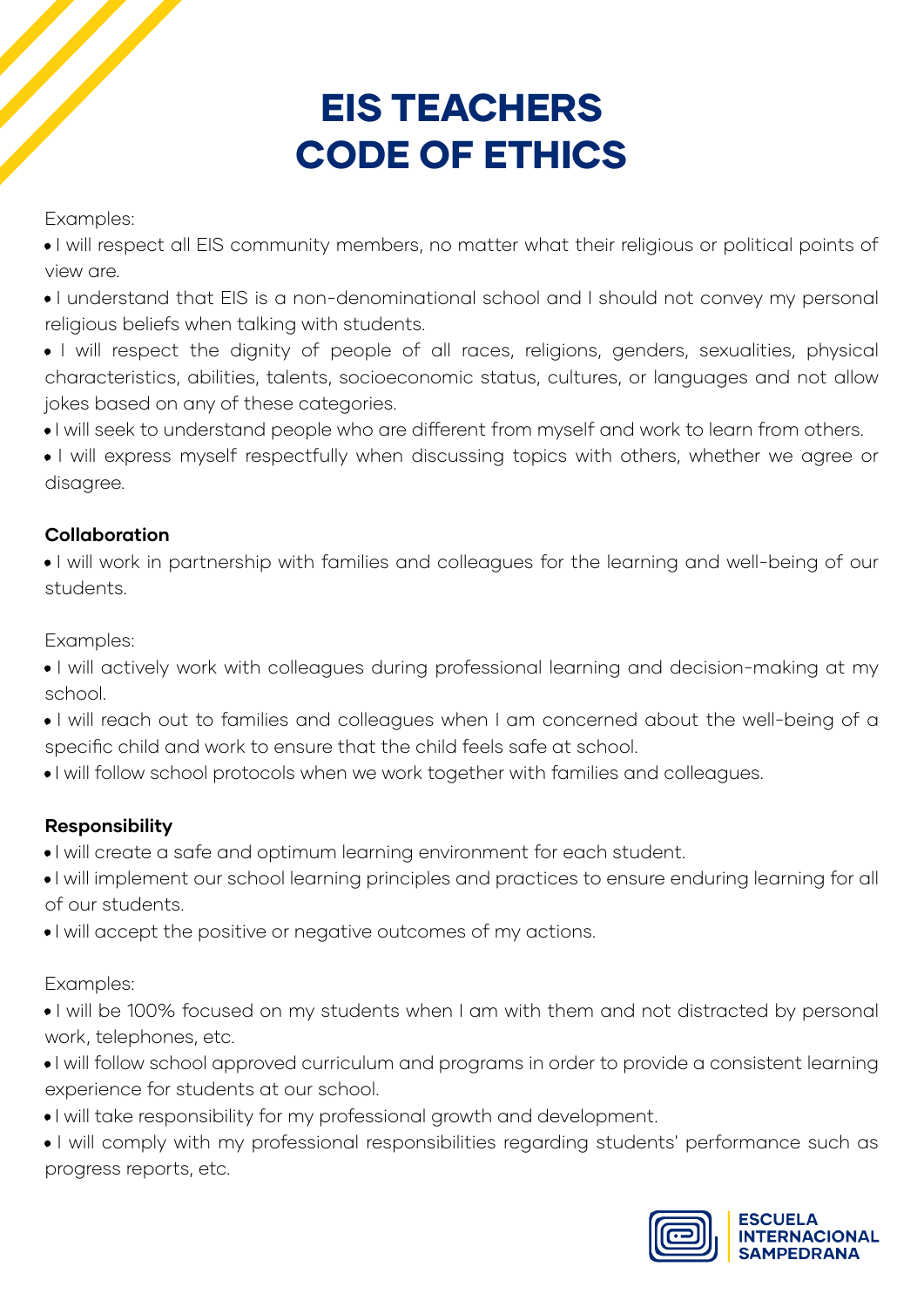# EIS TEACHERS CODE OF ETHICS

Examples:

- I will respect all EIS community members, no matter what their religious or political points of view are.
- I understand that EIS is a non-denominational school and I should not convey my personal religious beliefs when talking with students.
- I will respect the dignity of people of all races, religions, genders, sexualities, physical characteristics, abilities, talents, socioeconomic status, cultures, or languages and not allow jokes based on any of these categories.
- I will seek to understand people who are different from myself and work to learn from others.
- I will express myself respectfully when discussing topics with others, whether we agree or disagree.

**Collaboration**

- I will work in partnership with families and colleagues for the learning and well-being of our students.

Examples:

- I will actively work with colleagues during professional learning and decision-making at my school.
- I will reach out to families and colleagues when I am concerned about the well-being of a specific child and work to ensure that the child feels safe at school.
- I will follow school protocols when we work together with families and colleagues.

**Responsibility**

- I will create a safe and optimum learning environment for each student.
- I will implement our school learning principles and practices to ensure enduring learning for all of our students.
- I will accept the positive or negative outcomes of my actions.

Examples:

- I will be 100% focused on my students when I am with them and not distracted by personal work, telephones, etc.
- I will follow school approved curriculum and programs in order to provide a consistent learning experience for students at our school.
- I will take responsibility for my professional growth and development.
- I will comply with my professional responsibilities regarding students' performance such as progress reports, etc.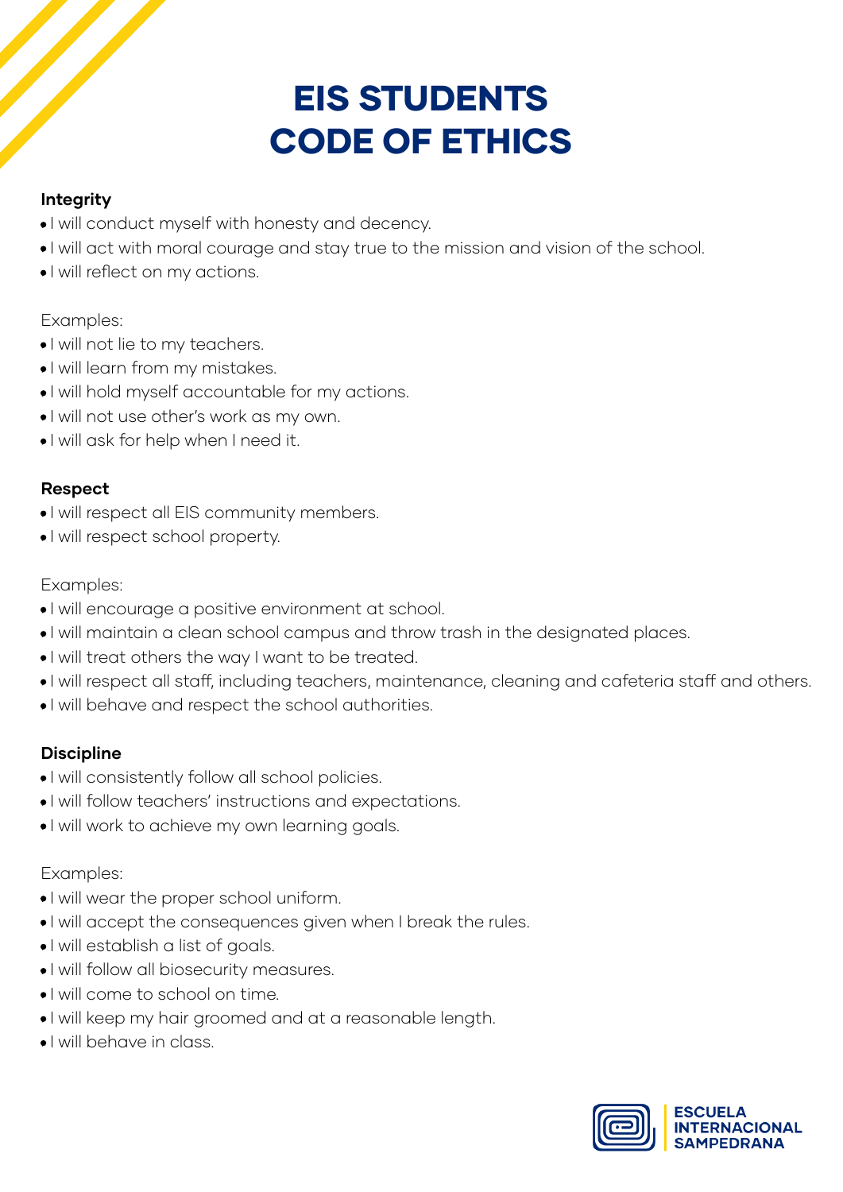# EIS STUDENTS CODE OF ETHICS

**Integrity**

- I will conduct myself with honesty and decency.
- I will act with moral courage and stay true to the mission and vision of the school.
- I will reflect on my actions.

Examples:

- I will not lie to my teachers.
- I will learn from my mistakes.
- I will hold myself accountable for my actions.
- I will not use other's work as my own.
- I will ask for help when I need it.

**Respect**

- I will respect all EIS community members.
- I will respect school property.

Examples:

- I will encourage a positive environment at school.
- I will maintain a clean school campus and throw trash in the designated places.
- I will treat others the way I want to be treated.
- I will respect all staff, including teachers, maintenance, cleaning and cafeteria staff and others.
- I will behave and respect the school authorities.

**Discipline**

- I will consistently follow all school policies.
- I will follow teachers' instructions and expectations.
- I will work to achieve my own learning goals.

Examples:

- I will wear the proper school uniform.
- I will accept the consequences given when I break the rules.
- I will establish a list of goals.
- I will follow all biosecurity measures.
- I will come to school on time.
- I will keep my hair groomed and at a reasonable length.
- I will behave in class.

ESCUELA INTERNACIONAL SAMPEDRANA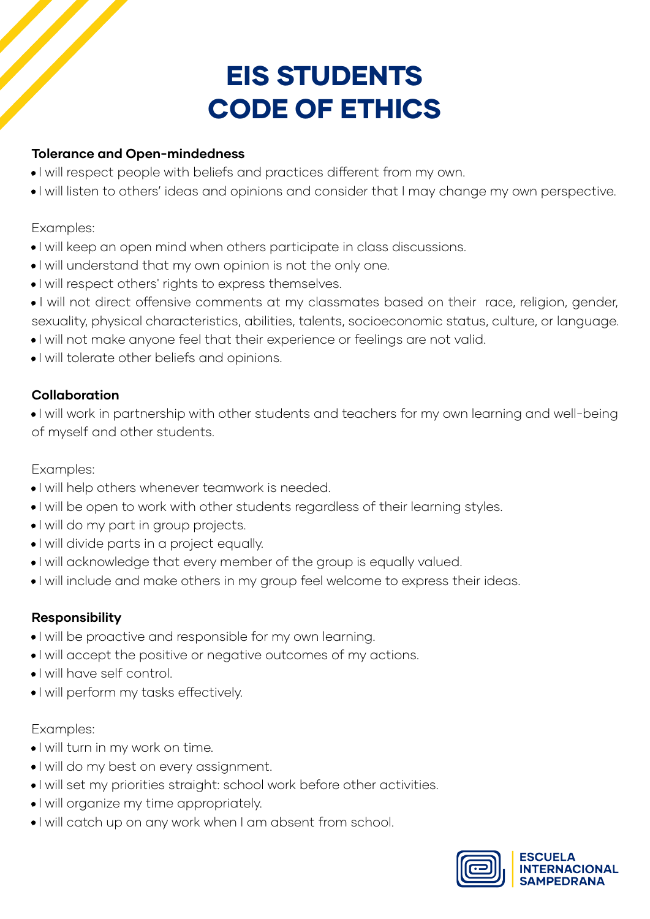# EIS STUDENTS CODE OF ETHICS

**Tolerance and Open-mindedness**

- I will respect people with beliefs and practices different from my own.
- I will listen to others' ideas and opinions and consider that I may change my own perspective.

Examples:

- I will keep an open mind when others participate in class discussions.
- I will understand that my own opinion is not the only one.
- I will respect others' rights to express themselves.
- I will not direct offensive comments at my classmates based on their race, religion, gender, sexuality, physical characteristics, abilities, talents, socioeconomic status, culture, or language.
- I will not make anyone feel that their experience or feelings are not valid.
- I will tolerate other beliefs and opinions.

**Collaboration**

- I will work in partnership with other students and teachers for my own learning and well-being of myself and other students.

Examples:

- I will help others whenever teamwork is needed.
- I will be open to work with other students regardless of their learning styles.
- I will do my part in group projects.
- I will divide parts in a project equally.
- I will acknowledge that every member of the group is equally valued.
- I will include and make others in my group feel welcome to express their ideas.

**Responsibility**

- I will be proactive and responsible for my own learning.
- I will accept the positive or negative outcomes of my actions.
- I will have self control.
- I will perform my tasks effectively.

Examples:

- I will turn in my work on time.
- I will do my best on every assignment.
- I will set my priorities straight: school work before other activities.
- I will organize my time appropriately.
- I will catch up on any work when I am absent from school.

ESCUELA INTERNACIONAL SAMPEDRANA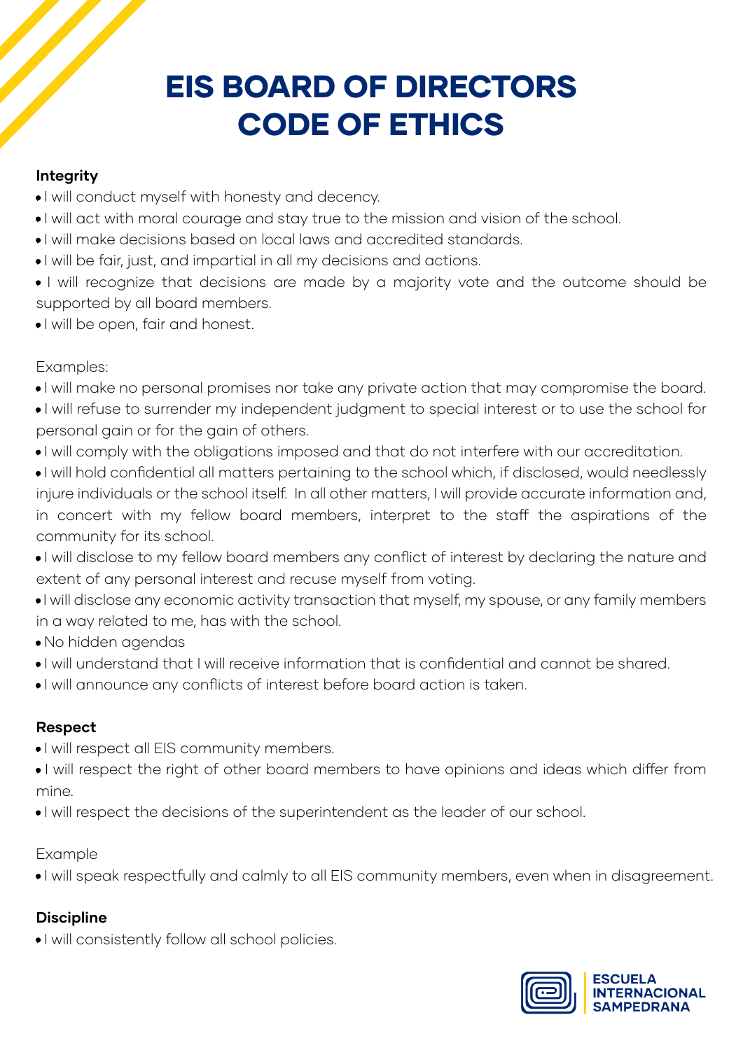# EIS BOARD OF DIRECTORS CODE OF ETHICS

**Integrity**

- I will conduct myself with honesty and decency.
- I will act with moral courage and stay true to the mission and vision of the school.
- I will make decisions based on local laws and accredited standards.
- I will be fair, just, and impartial in all my decisions and actions.
- I will recognize that decisions are made by a majority vote and the outcome should be supported by all board members.
- I will be open, fair and honest.

Examples:

- I will make no personal promises nor take any private action that may compromise the board.
- I will refuse to surrender my independent judgment to special interest or to use the school for personal gain or for the gain of others.
- I will comply with the obligations imposed and that do not interfere with our accreditation.
- I will hold confidential all matters pertaining to the school which, if disclosed, would needlessly injure individuals or the school itself. In all other matters, I will provide accurate information and, in concert with my fellow board members, interpret to the staff the aspirations of the community for its school.
- I will disclose to my fellow board members any conflict of interest by declaring the nature and extent of any personal interest and recuse myself from voting.
- I will disclose any economic activity transaction that myself, my spouse, or any family members in a way related to me, has with the school.
- No hidden agendas
- I will understand that I will receive information that is confidential and cannot be shared.
- I will announce any conflicts of interest before board action is taken.

**Respect**

- I will respect all EIS community members.
- I will respect the right of other board members to have opinions and ideas which differ from mine.
- I will respect the decisions of the superintendent as the leader of our school.

Example

- I will speak respectfully and calmly to all EIS community members, even when in disagreement.

**Discipline**

- I will consistently follow all school policies.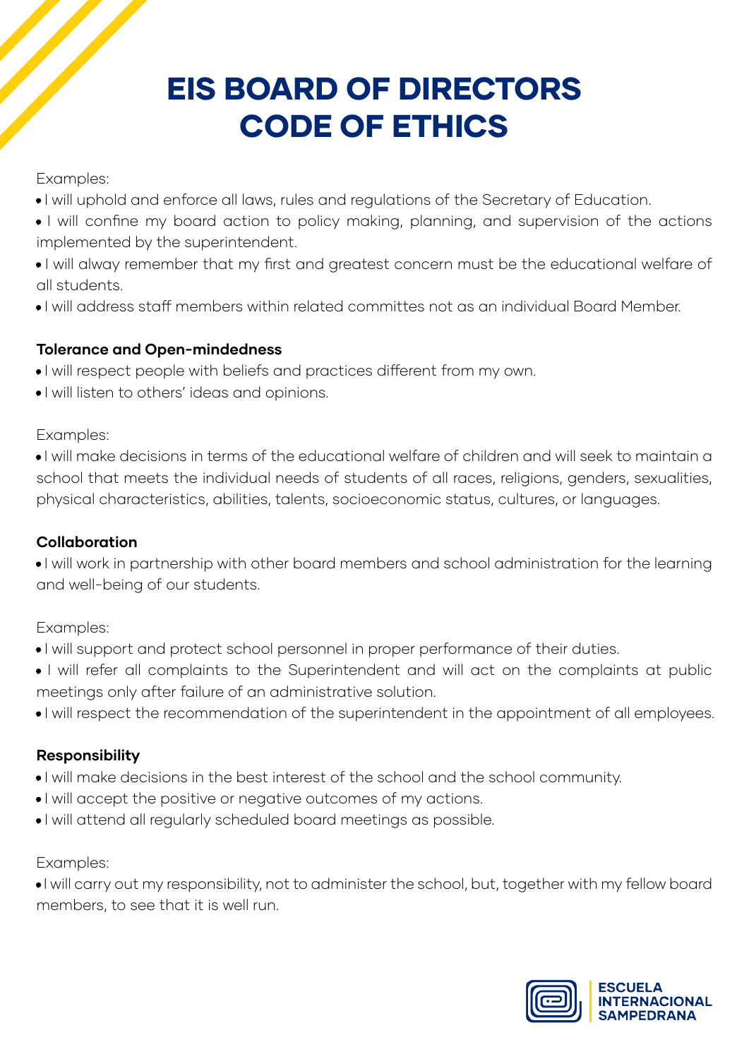# EIS BOARD OF DIRECTORS CODE OF ETHICS

Examples:

- I will uphold and enforce all laws, rules and regulations of the Secretary of Education.
- I will confine my board action to policy making, planning, and supervision of the actions implemented by the superintendent.
- I will alway remember that my first and greatest concern must be the educational welfare of all students.
- I will address staff members within related committes not as an individual Board Member.

**Tolerance and Open-mindedness**

- I will respect people with beliefs and practices different from my own.
- I will listen to others' ideas and opinions.

Examples:

- I will make decisions in terms of the educational welfare of children and will seek to maintain a school that meets the individual needs of students of all races, religions, genders, sexualities, physical characteristics, abilities, talents, socioeconomic status, cultures, or languages.

**Collaboration**

- I will work in partnership with other board members and school administration for the learning and well-being of our students.

Examples:

- I will support and protect school personnel in proper performance of their duties.
- I will refer all complaints to the Superintendent and will act on the complaints at public meetings only after failure of an administrative solution.
- I will respect the recommendation of the superintendent in the appointment of all employees.

**Responsibility**

- I will make decisions in the best interest of the school and the school community.
- I will accept the positive or negative outcomes of my actions.
- I will attend all regularly scheduled board meetings as possible.

Examples:

- I will carry out my responsibility, not to administer the school, but, together with my fellow board members, to see that it is well run.

ESCUELA INTERNACIONAL SAMPEDRANA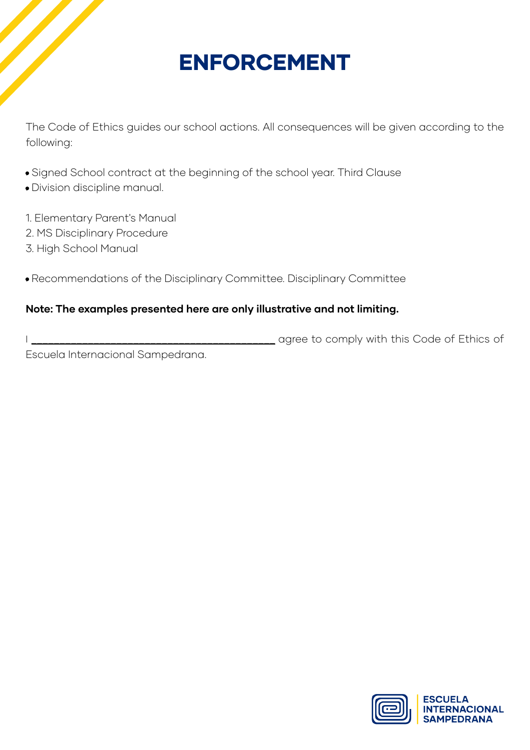# ENFORCEMENT

The Code of Ethics guides our school actions. All consequences will be given according to the following:

- Signed School contract at the beginning of the school year. Third Clause
- Division discipline manual.

1. Elementary Parent's Manual
2. MS Disciplinary Procedure
3. High School Manual

- Recommendations of the Disciplinary Committee. Disciplinary Committee

**Note: The examples presented here are only illustrative and not limiting.**

I ________________________________________ agree to comply with this Code of Ethics of Escuela Internacional Sampedrana.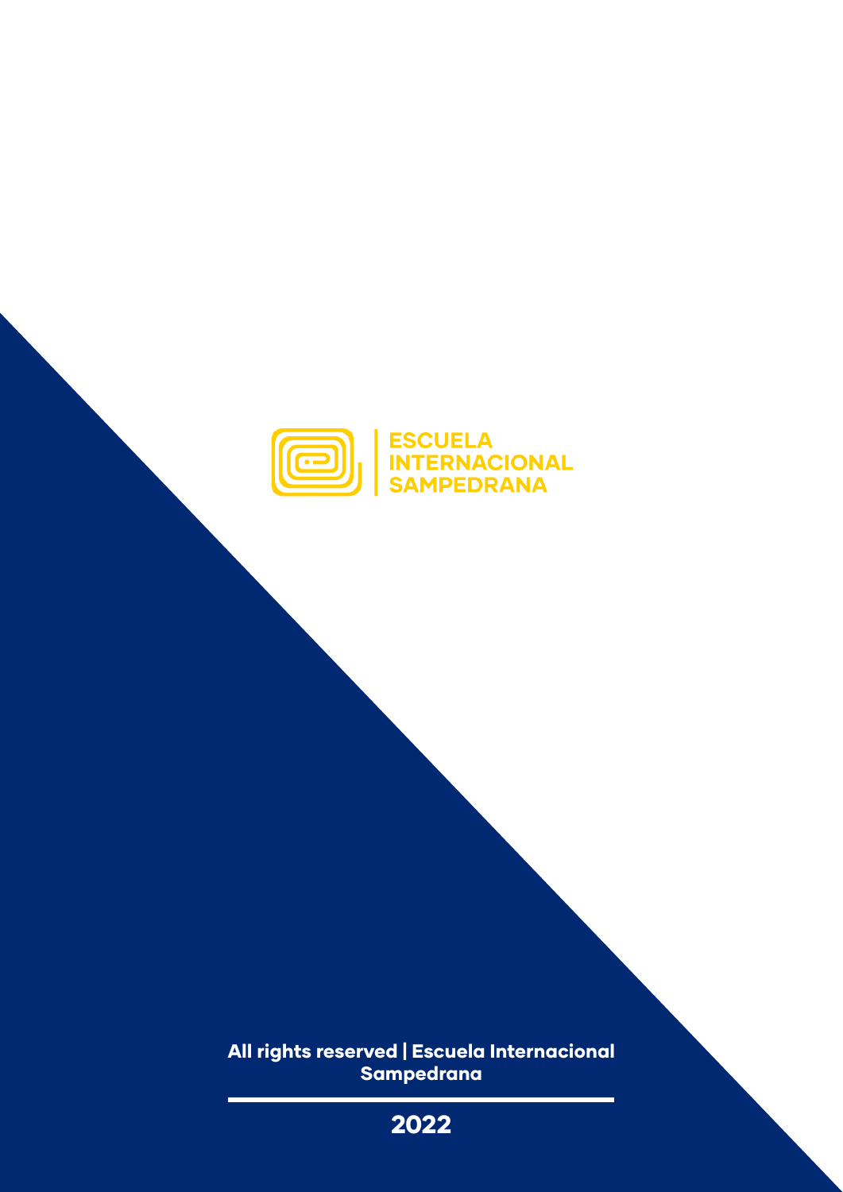ESCUELA
INTERNACIONAL
SAMPEDRANA

**All rights reserved | Escuela Internacional Sampedrana**

**2022**